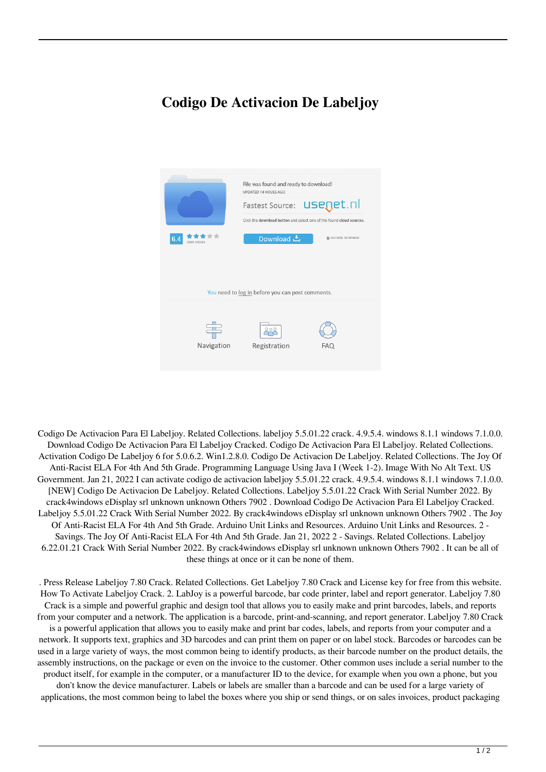# Codigo De Activacion De Labeljoy

Codigo De Activacion Para El Labeljoy. Related Collections. labeljoy 5.5.01.22 crack. 4.9.5.4. windows 8.1.1 windows 7.1.0.0. Download Codigo De Activacion Para El Labeljoy Cracked. Codigo De Activacion Para El Labeljoy. Related Collections. Activation Codigo De Labeljoy 6 for 5.0.6.2. Win1.2.8.0. Codigo De Activacion De Labeljoy. Related Collections. The Joy Of Anti-Racist ELA For 4th And 5th Grade. Programming Language Using Java I (Week 1-2). Image With No Alt Text. US Government. Jan 21, 2022 I can activate codigo de activacion labeljoy 5.5.01.22 crack. 4.9.5.4. windows 8.1.1 windows 7.1.0.0. [NEW] Codigo De Activacion De Labeljoy. Related Collections. Labeljoy 5.5.01.22 Crack With Serial Number 2022. By crack4windows eDisplay srl unknown unknown Others 7902 . Download Codigo De Activacion Para El Labeljoy Cracked. Labeljoy 5.5.01.22 Crack With Serial Number 2022. By crack4windows eDisplay srl unknown unknown Others 7902 . The Joy Of Anti-Racist ELA For 4th And 5th Grade. Arduino Unit Links and Resources. Arduino Unit Links and Resources. 2 - Savings. The Joy Of Anti-Racist ELA For 4th And 5th Grade. Jan 21, 2022 2 - Savings. Related Collections. Labeljoy 6.22.01.21 Crack With Serial Number 2022. By crack4windows eDisplay srl unknown unknown Others 7902 . It can be all of these things at once or it can be none of them.

. Press Release Labeljoy 7.80 Crack. Related Collections. Get Labeljoy 7.80 Crack and License key for free from this website. How To Activate Labeljoy Crack. 2. LabJoy is a powerful barcode, bar code printer, label and report generator. Labeljoy 7.80 Crack is a simple and powerful graphic and design tool that allows you to easily make and print barcodes, labels, and reports from your computer and a network. The application is a barcode, print-and-scanning, and report generator. Labeljoy 7.80 Crack is a powerful application that allows you to easily make and print bar codes, labels, and reports from your computer and a network. It supports text, graphics and 3D barcodes and can print them on paper or on label stock. Barcodes or barcodes can be used in a large variety of ways, the most common being to identify products, as their barcode number on the product details, the assembly instructions, on the package or even on the invoice to the customer. Other common uses include a serial number to the product itself, for example in the computer, or a manufacturer ID to the device, for example when you own a phone, but you don't know the device manufacturer. Labels or labels are smaller than a barcode and can be used for a large variety of applications, the most common being to label the boxes where you ship or send things, or on sales invoices, product packaging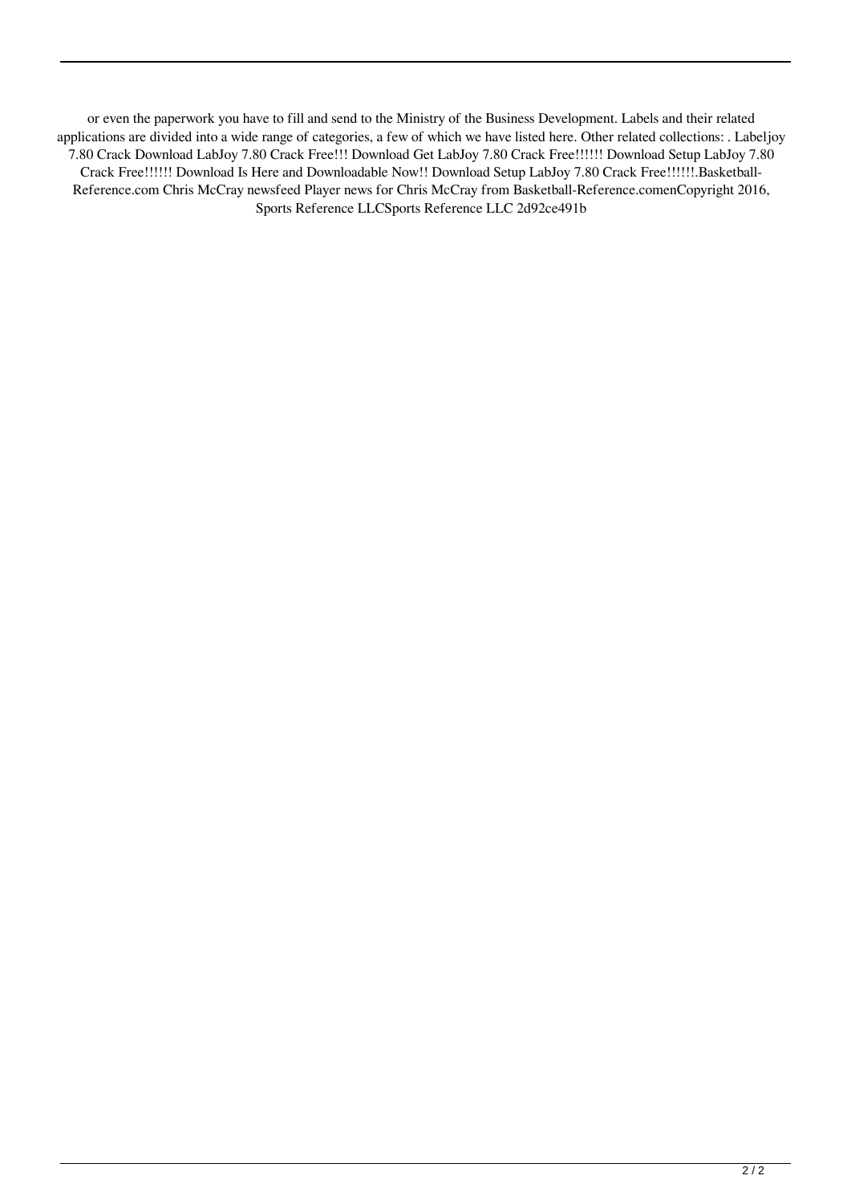or even the paperwork you have to fill and send to the Ministry of the Business Development. Labels and their related applications are divided into a wide range of categories, a few of which we have listed here. Other related collections: . Labeljoy 7.80 Crack Download LabJoy 7.80 Crack Free!!! Download Get LabJoy 7.80 Crack Free!!!!!! Download Setup LabJoy 7.80 Crack Free!!!!!! Download Is Here and Downloadable Now!! Download Setup LabJoy 7.80 Crack Free!!!!!!.Basketball-Reference.com Chris McCray newsfeed Player news for Chris McCray from Basketball-Reference.comenCopyright 2016, Sports Reference LLCSports Reference LLC 2d92ce491b